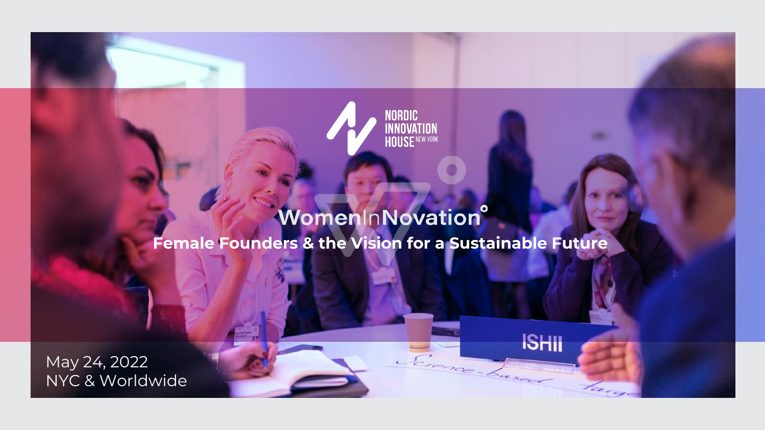NORDIC INNOVATION HOUSE NEW YORK

# WomenInNovation°

## Female Founders & the Vision for a Sustainable Future

May 24, 2022
NYC & Worldwide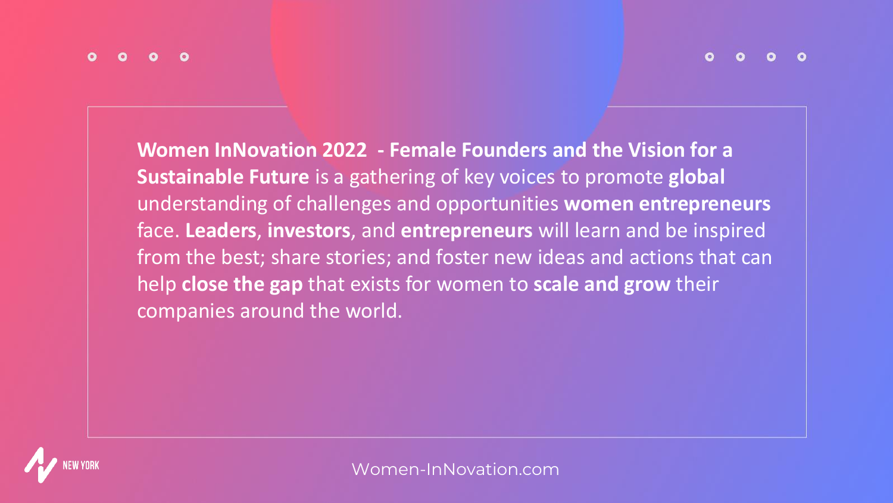**Women InNovation 2022 - Female Founders and the Vision for a Sustainable Future** is a gathering of key voices to promote **global** understanding of challenges and opportunities **women entrepreneurs** face. **Leaders**, **investors**, and **entrepreneurs** will learn and be inspired from the best; share stories; and foster new ideas and actions that can help **close the gap** that exists for women to **scale and grow** their companies around the world.

NEW YORK

Women-InNovation.com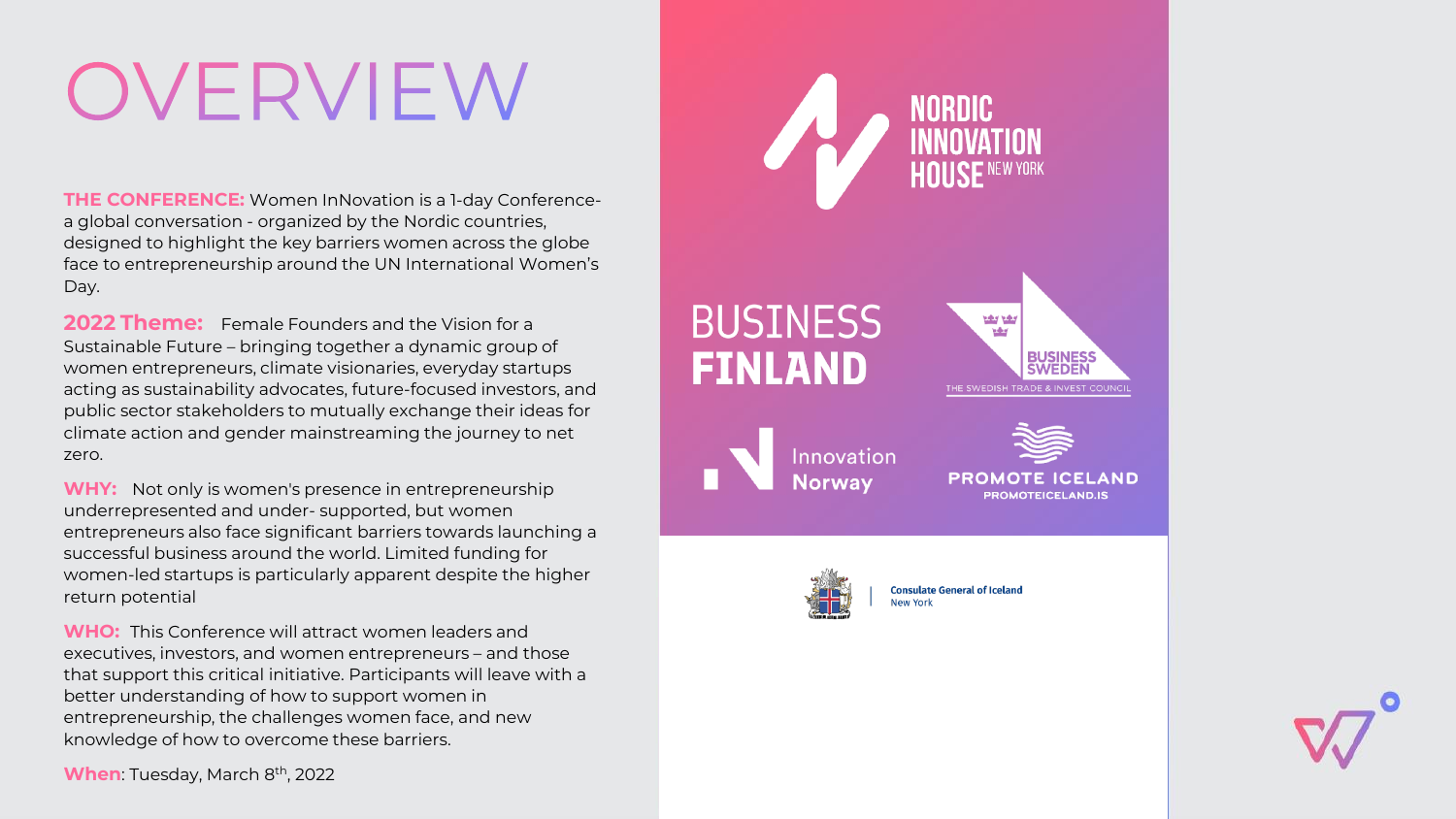# OVERVIEW

**THE CONFERENCE:** Women InNovation is a 1-day Conference- a global conversation - organized by the Nordic countries, designed to highlight the key barriers women across the globe face to entrepreneurship around the UN International Women's Day.

**2022 Theme:** Female Founders and the Vision for a Sustainable Future – bringing together a dynamic group of women entrepreneurs, climate visionaries, everyday startups acting as sustainability advocates, future-focused investors, and public sector stakeholders to mutually exchange their ideas for climate action and gender mainstreaming the journey to net zero.

**WHY:** Not only is women's presence in entrepreneurship underrepresented and under- supported, but women entrepreneurs also face significant barriers towards launching a successful business around the world. Limited funding for women-led startups is particularly apparent despite the higher return potential

**WHO:** This Conference will attract women leaders and executives, investors, and women entrepreneurs – and those that support this critical initiative. Participants will leave with a better understanding of how to support women in entrepreneurship, the challenges women face, and new knowledge of how to overcome these barriers.

**When**: Tuesday, March 8th, 2022

NORDIC INNOVATION HOUSE NEW YORK

BUSINESS FINLAND

BUSINESS SWEDEN
THE SWEDISH TRADE & INVEST COUNCIL

Innovation Norway

PROMOTE ICELAND
PROMOTEICELAND.IS

Consulate General of Iceland
New York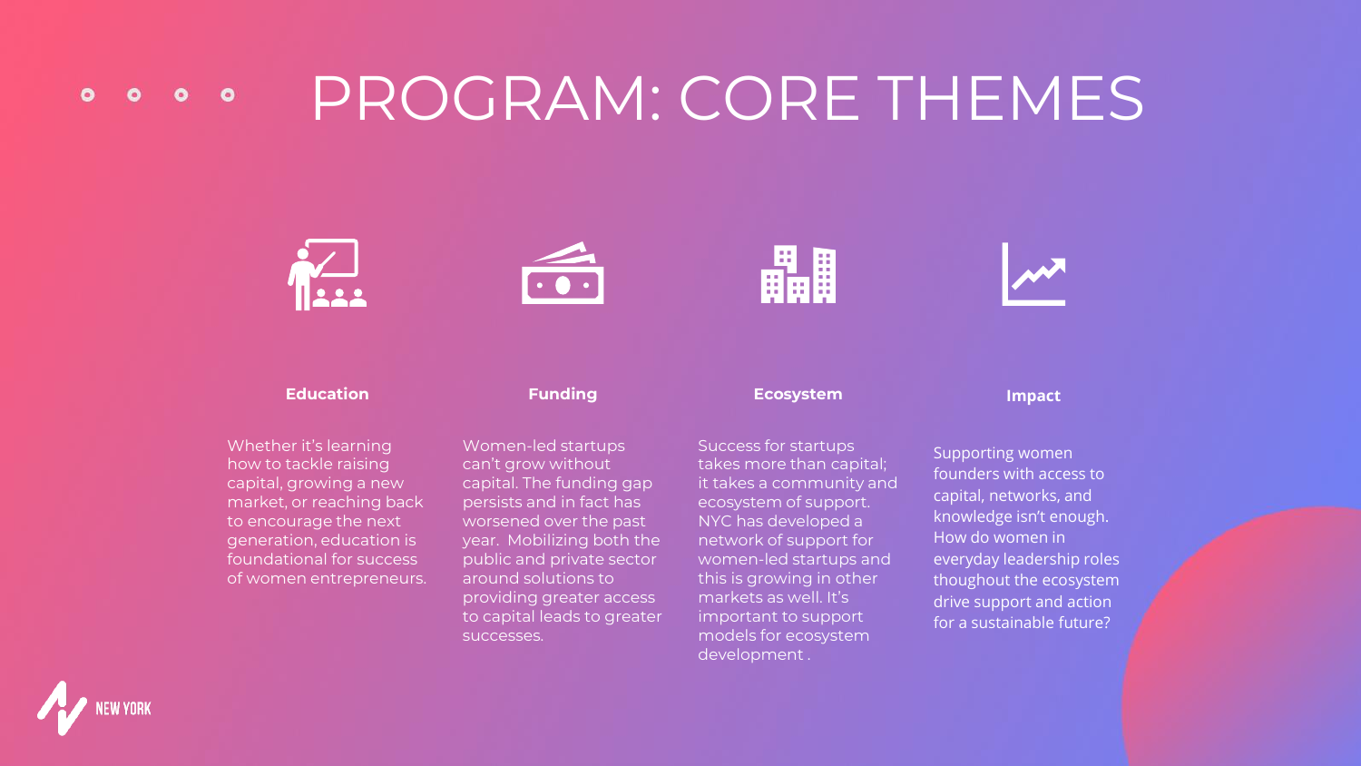# PROGRAM: CORE THEMES

### Education

Whether it's learning how to tackle raising capital, growing a new market, or reaching back to encourage the next generation, education is foundational for success of women entrepreneurs.

### Funding

Women-led startups can't grow without capital. The funding gap persists and in fact has worsened over the past year. Mobilizing both the public and private sector around solutions to providing greater access to capital leads to greater successes.

### Ecosystem

Success for startups takes more than capital; it takes a community and ecosystem of support. NYC has developed a network of support for women-led startups and this is growing in other markets as well. It's important to support models for ecosystem development .

### Impact

Supporting women founders with access to capital, networks, and knowledge isn't enough. How do women in everyday leadership roles thoughout the ecosystem drive support and action for a sustainable future?

NEW YORK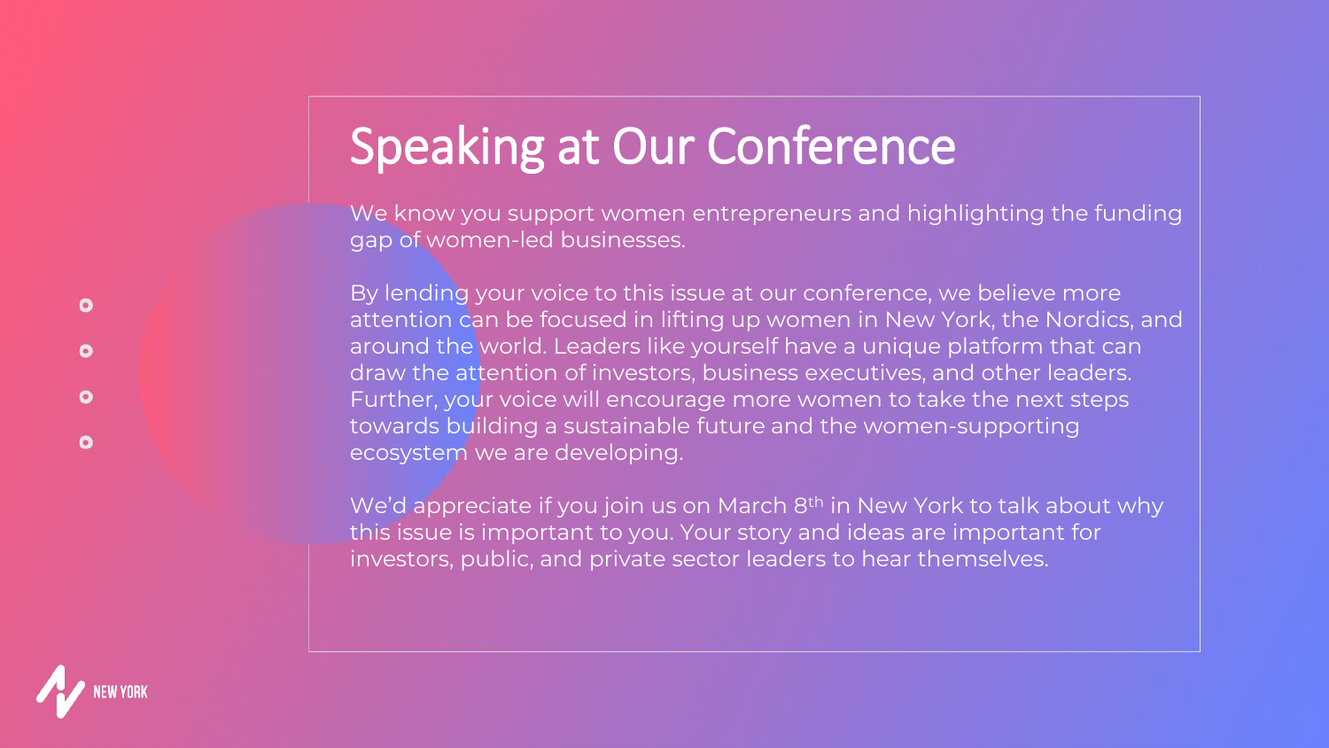# Speaking at Our Conference

We know you support women entrepreneurs and highlighting the funding gap of women-led businesses.

By lending your voice to this issue at our conference, we believe more attention can be focused in lifting up women in New York, the Nordics, and around the world. Leaders like yourself have a unique platform that can draw the attention of investors, business executives, and other leaders. Further, your voice will encourage more women to take the next steps towards building a sustainable future and the women-supporting ecosystem we are developing.

We'd appreciate if you join us on March 8th in New York to talk about why this issue is important to you. Your story and ideas are important for investors, public, and private sector leaders to hear themselves.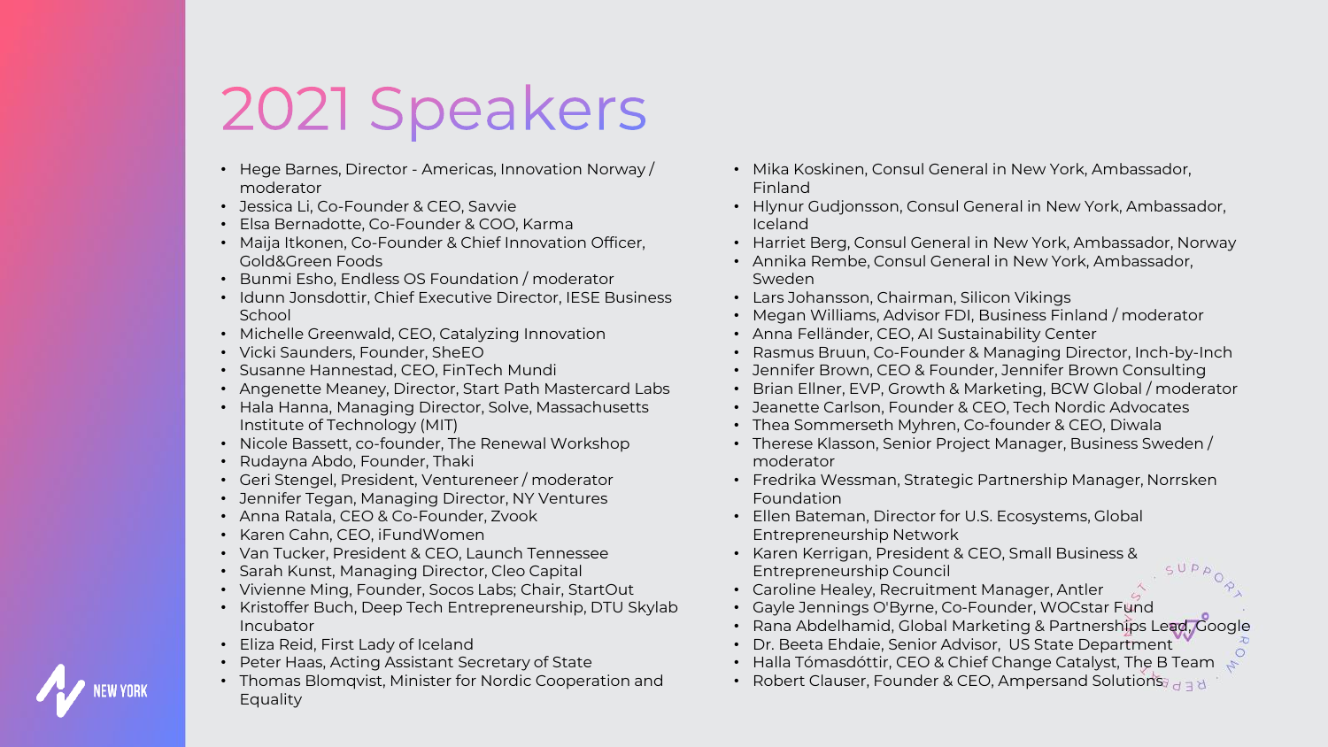# 2021 Speakers

- Hege Barnes, Director - Americas, Innovation Norway / moderator
- Jessica Li, Co-Founder & CEO, Savvie
- Elsa Bernadotte, Co-Founder & COO, Karma
- Maija Itkonen, Co-Founder & Chief Innovation Officer, Gold&Green Foods
- Bunmi Esho, Endless OS Foundation / moderator
- Idunn Jonsdottir, Chief Executive Director, IESE Business School
- Michelle Greenwald, CEO, Catalyzing Innovation
- Vicki Saunders, Founder, SheEO
- Susanne Hannestad, CEO, FinTech Mundi
- Angenette Meaney, Director, Start Path Mastercard Labs
- Hala Hanna, Managing Director, Solve, Massachusetts Institute of Technology (MIT)
- Nicole Bassett, co-founder, The Renewal Workshop
- Rudayna Abdo, Founder, Thaki
- Geri Stengel, President, Ventureneer / moderator
- Jennifer Tegan, Managing Director, NY Ventures
- Anna Ratala, CEO & Co-Founder, Zvook
- Karen Cahn, CEO, iFundWomen
- Van Tucker, President & CEO, Launch Tennessee
- Sarah Kunst, Managing Director, Cleo Capital
- Vivienne Ming, Founder, Socos Labs; Chair, StartOut
- Kristoffer Buch, Deep Tech Entrepreneurship, DTU Skylab Incubator
- Eliza Reid, First Lady of Iceland
- Peter Haas, Acting Assistant Secretary of State
- Thomas Blomqvist, Minister for Nordic Cooperation and Equality
- Mika Koskinen, Consul General in New York, Ambassador, Finland
- Hlynur Gudjonsson, Consul General in New York, Ambassador, Iceland
- Harriet Berg, Consul General in New York, Ambassador, Norway
- Annika Rembe, Consul General in New York, Ambassador, Sweden
- Lars Johansson, Chairman, Silicon Vikings
- Megan Williams, Advisor FDI, Business Finland / moderator
- Anna Felländer, CEO, AI Sustainability Center
- Rasmus Bruun, Co-Founder & Managing Director, Inch-by-Inch
- Jennifer Brown, CEO & Founder, Jennifer Brown Consulting
- Brian Ellner, EVP, Growth & Marketing, BCW Global / moderator
- Jeanette Carlson, Founder & CEO, Tech Nordic Advocates
- Thea Sommerseth Myhren, Co-founder & CEO, Diwala
- Therese Klasson, Senior Project Manager, Business Sweden / moderator
- Fredrika Wessman, Strategic Partnership Manager, Norrsken Foundation
- Ellen Bateman, Director for U.S. Ecosystems, Global Entrepreneurship Network
- Karen Kerrigan, President & CEO, Small Business & Entrepreneurship Council
- Caroline Healey, Recruitment Manager, Antler
- Gayle Jennings O'Byrne, Co-Founder, WOCstar Fund
- Rana Abdelhamid, Global Marketing & Partnerships Lead, Google
- Dr. Beeta Ehdaie, Senior Advisor, US State Department
- Halla Tómasdóttir, CEO & Chief Change Catalyst, The B Team
- Robert Clauser, Founder & CEO, Ampersand Solutions

NEW YORK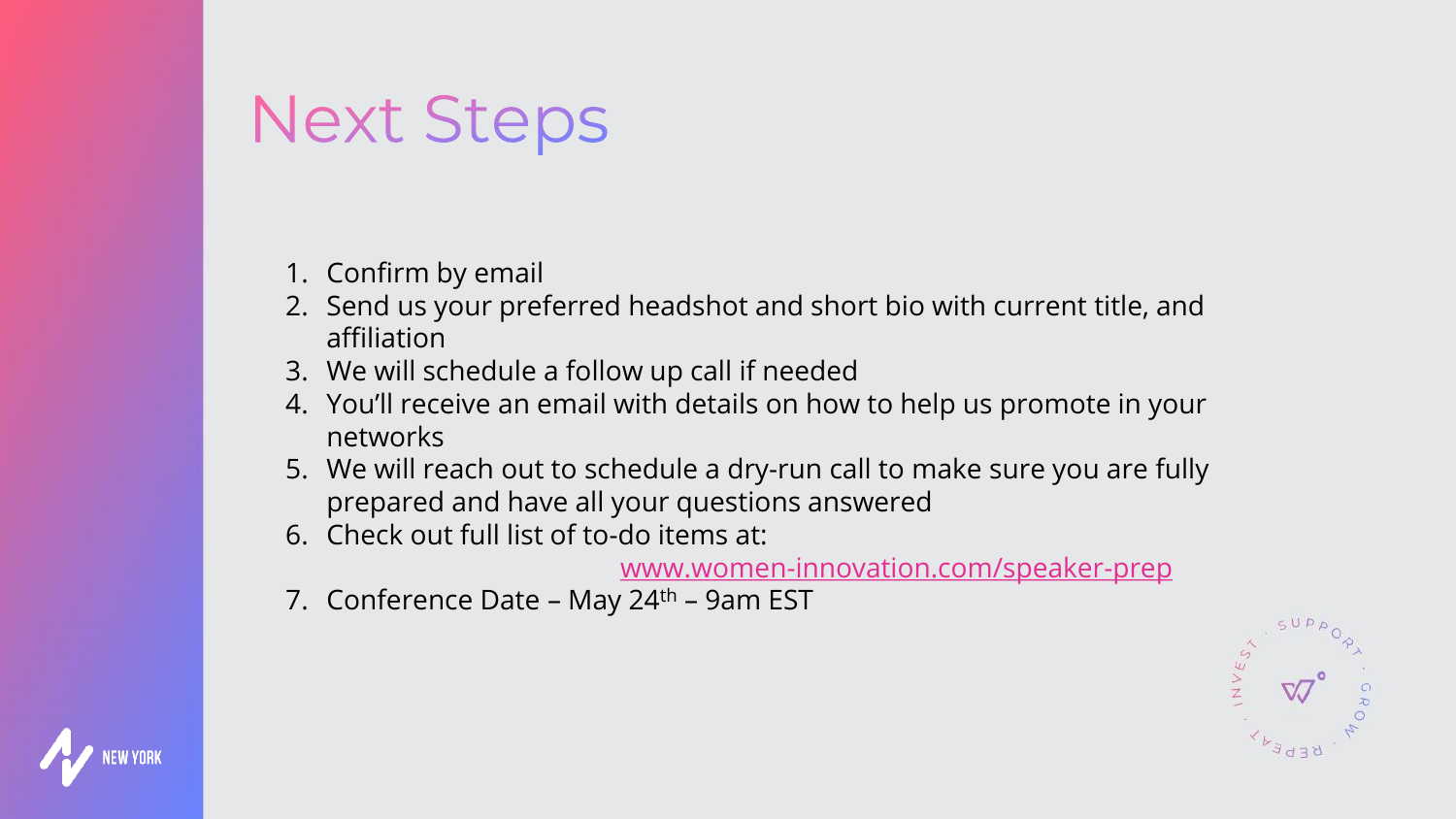# Next Steps

1. Confirm by email
2. Send us your preferred headshot and short bio with current title, and affiliation
3. We will schedule a follow up call if needed
4. You'll receive an email with details on how to help us promote in your networks
5. We will reach out to schedule a dry-run call to make sure you are fully prepared and have all your questions answered
6. Check out full list of to-do items at:
   www.women-innovation.com/speaker-prep
7. Conference Date – May 24th – 9am EST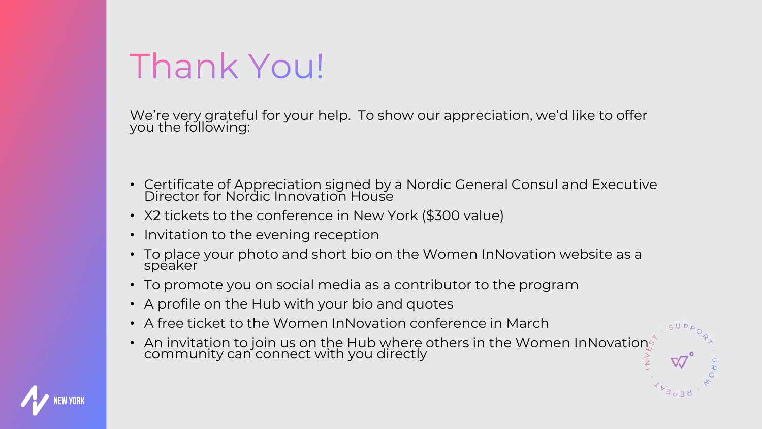# Thank You!

We're very grateful for your help. To show our appreciation, we'd like to offer you the following:

- Certificate of Appreciation signed by a Nordic General Consul and Executive Director for Nordic Innovation House
- X2 tickets to the conference in New York ($300 value)
- Invitation to the evening reception
- To place your photo and short bio on the Women InNovation website as a speaker
- To promote you on social media as a contributor to the program
- A profile on the Hub with your bio and quotes
- A free ticket to the Women InNovation conference in March
- An invitation to join us on the Hub where others in the Women InNovation community can connect with you directly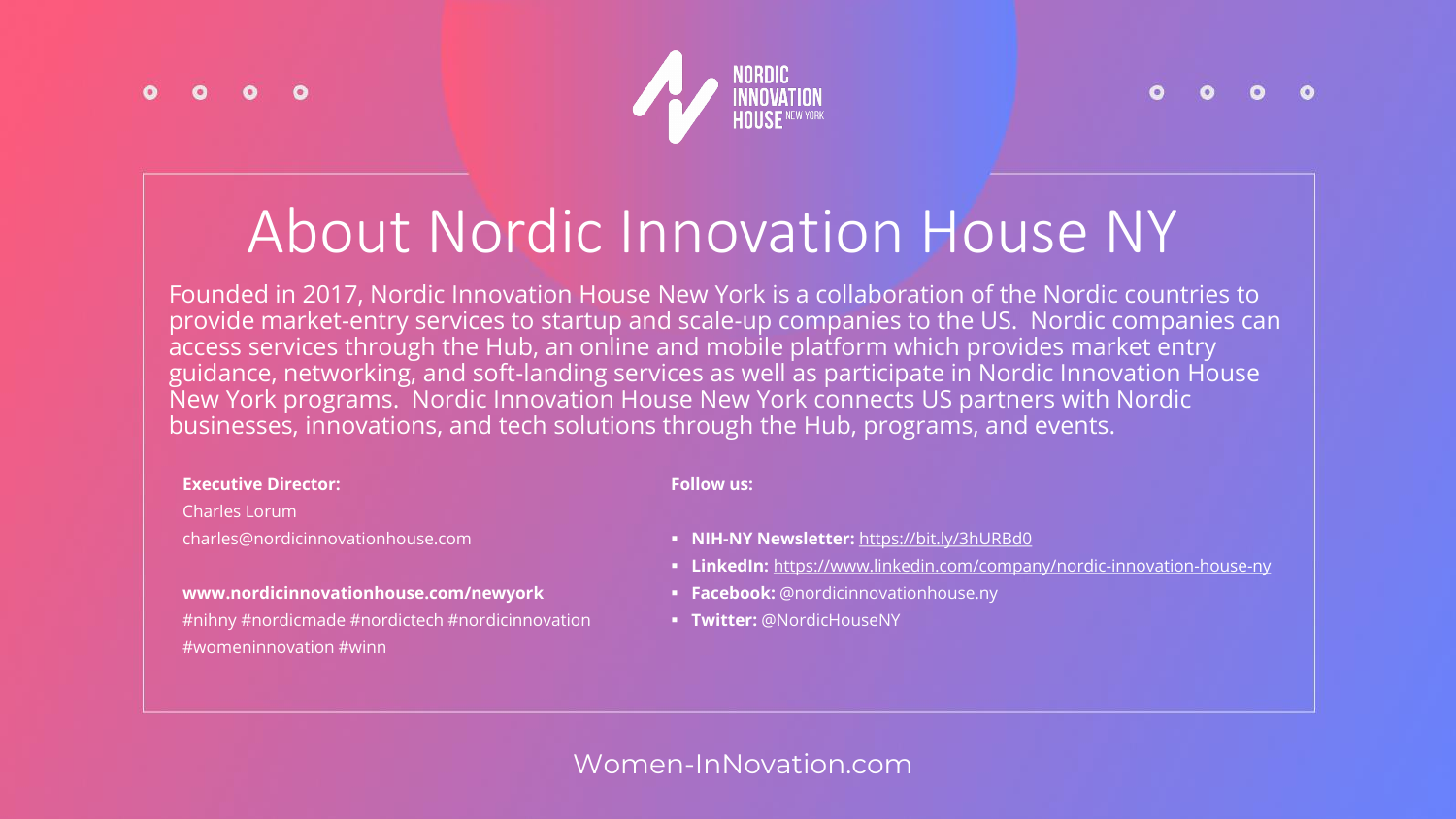NORDIC INNOVATION HOUSE NEW YORK

# About Nordic Innovation House NY

Founded in 2017, Nordic Innovation House New York is a collaboration of the Nordic countries to provide market-entry services to startup and scale-up companies to the US. Nordic companies can access services through the Hub, an online and mobile platform which provides market entry guidance, networking, and soft-landing services as well as participate in Nordic Innovation House New York programs. Nordic Innovation House New York connects US partners with Nordic businesses, innovations, and tech solutions through the Hub, programs, and events.

**Executive Director:**

Charles Lorum
charles@nordicinnovationhouse.com

**www.nordicinnovationhouse.com/newyork**
#nihny #nordicmade #nordictech #nordicinnovation #womeninnovation #winn

**Follow us:**

- **NIH-NY Newsletter:** https://bit.ly/3hURBd0
- **LinkedIn:** https://www.linkedin.com/company/nordic-innovation-house-ny
- **Facebook:** @nordicinnovationhouse.ny
- **Twitter:** @NordicHouseNY

Women-InNovation.com